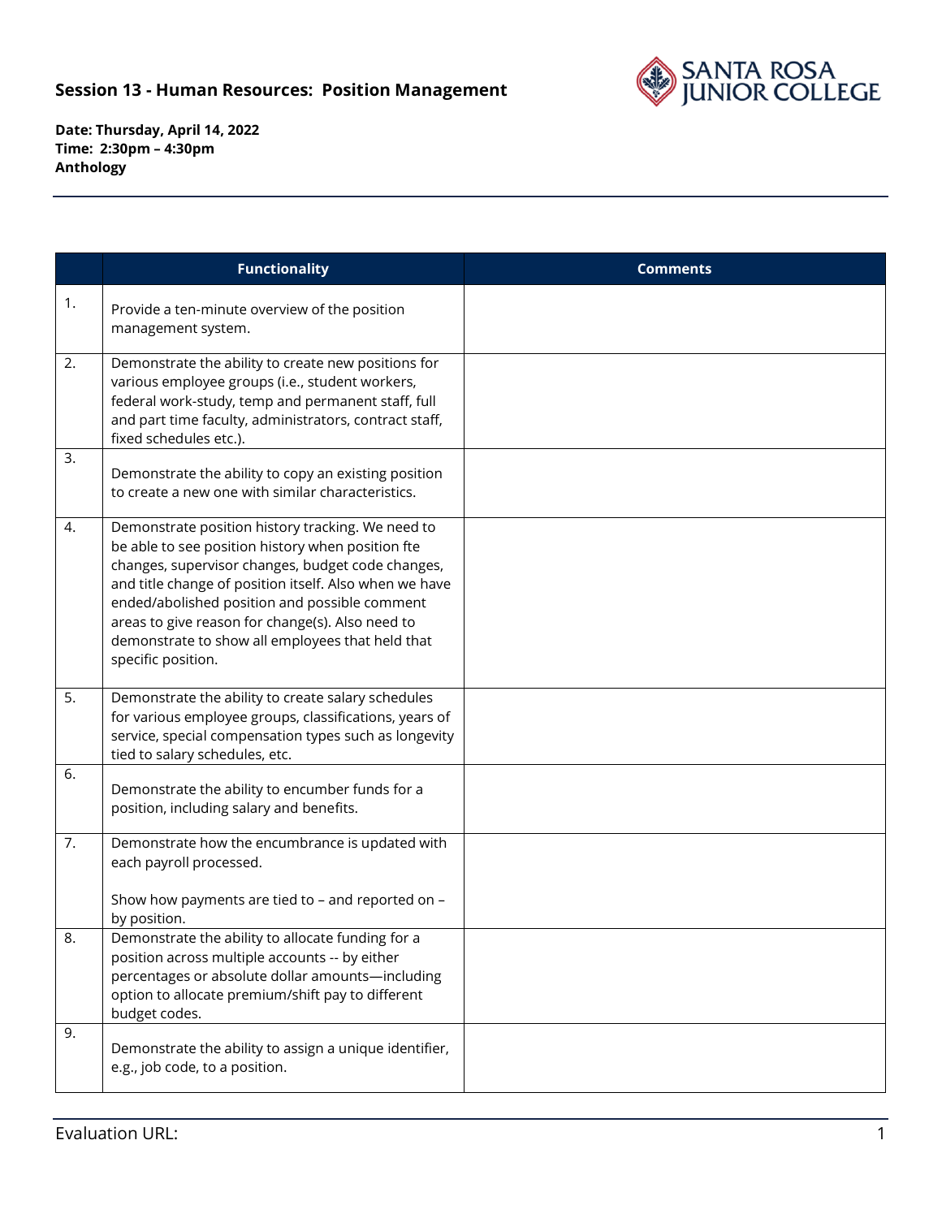## Session 13 - Human Resources: Position Management

**Date: Thursday, April 14, 2022**
**Time: 2:30pm – 4:30pm**
**Anthology**

| | Functionality | Comments |
|---|---|---|
| 1. | Provide a ten-minute overview of the position management system. | |
| 2. | Demonstrate the ability to create new positions for various employee groups (i.e., student workers, federal work-study, temp and permanent staff, full and part time faculty, administrators, contract staff, fixed schedules etc.). | |
| 3. | Demonstrate the ability to copy an existing position to create a new one with similar characteristics. | |
| 4. | Demonstrate position history tracking. We need to be able to see position history when position fte changes, supervisor changes, budget code changes, and title change of position itself. Also when we have ended/abolished position and possible comment areas to give reason for change(s). Also need to demonstrate to show all employees that held that specific position. | |
| 5. | Demonstrate the ability to create salary schedules for various employee groups, classifications, years of service, special compensation types such as longevity tied to salary schedules, etc. | |
| 6. | Demonstrate the ability to encumber funds for a position, including salary and benefits. | |
| 7. | Demonstrate how the encumbrance is updated with each payroll processed.<br><br>Show how payments are tied to – and reported on – by position. | |
| 8. | Demonstrate the ability to allocate funding for a position across multiple accounts -- by either percentages or absolute dollar amounts—including option to allocate premium/shift pay to different budget codes. | |
| 9. | Demonstrate the ability to assign a unique identifier, e.g., job code, to a position. | |

Evaluation URL: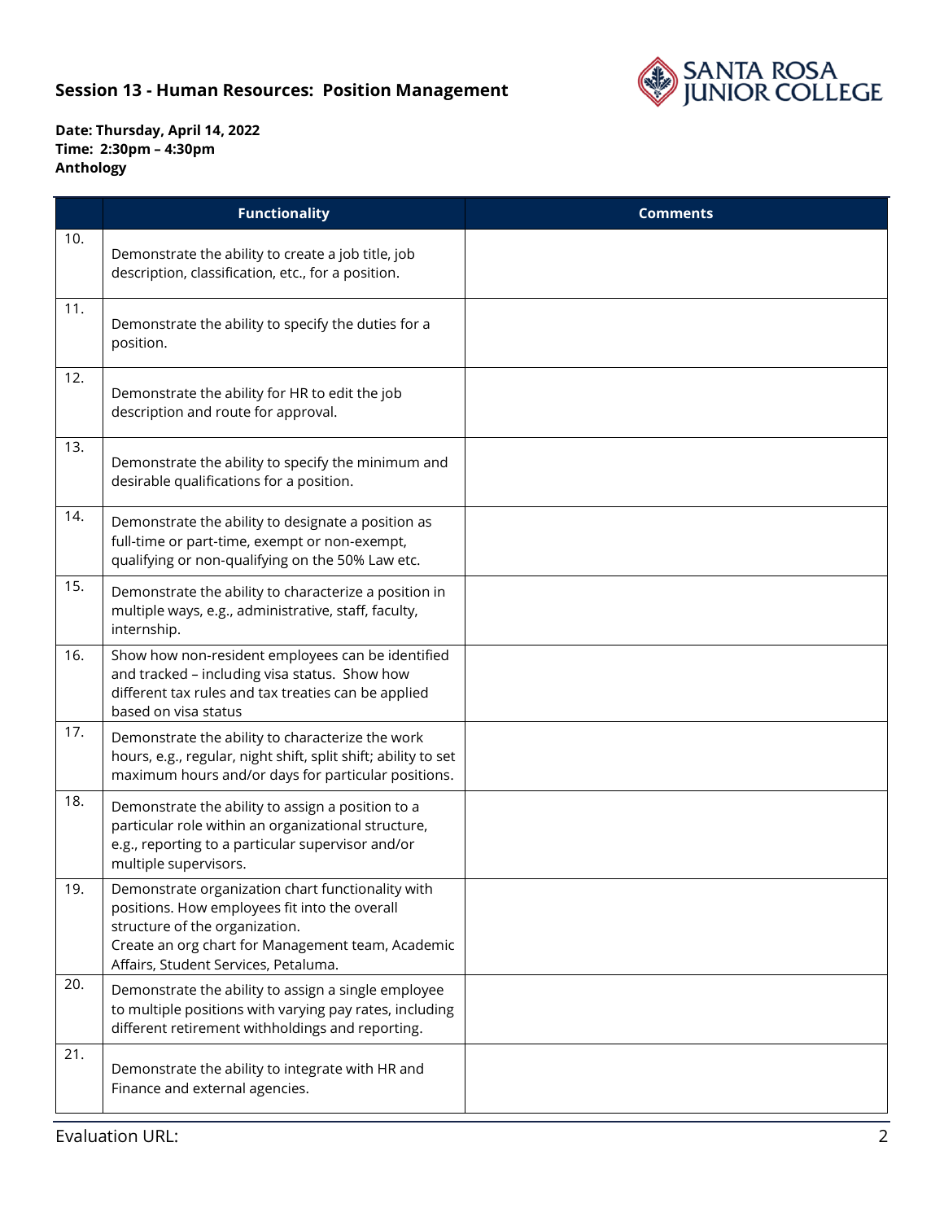## Session 13 - Human Resources: Position Management

**Date: Thursday, April 14, 2022**
**Time: 2:30pm – 4:30pm**
**Anthology**

| | Functionality | Comments |
|---|---|---|
| 10. | Demonstrate the ability to create a job title, job description, classification, etc., for a position. | |
| 11. | Demonstrate the ability to specify the duties for a position. | |
| 12. | Demonstrate the ability for HR to edit the job description and route for approval. | |
| 13. | Demonstrate the ability to specify the minimum and desirable qualifications for a position. | |
| 14. | Demonstrate the ability to designate a position as full-time or part-time, exempt or non-exempt, qualifying or non-qualifying on the 50% Law etc. | |
| 15. | Demonstrate the ability to characterize a position in multiple ways, e.g., administrative, staff, faculty, internship. | |
| 16. | Show how non-resident employees can be identified and tracked – including visa status. Show how different tax rules and tax treaties can be applied based on visa status | |
| 17. | Demonstrate the ability to characterize the work hours, e.g., regular, night shift, split shift; ability to set maximum hours and/or days for particular positions. | |
| 18. | Demonstrate the ability to assign a position to a particular role within an organizational structure, e.g., reporting to a particular supervisor and/or multiple supervisors. | |
| 19. | Demonstrate organization chart functionality with positions. How employees fit into the overall structure of the organization. Create an org chart for Management team, Academic Affairs, Student Services, Petaluma. | |
| 20. | Demonstrate the ability to assign a single employee to multiple positions with varying pay rates, including different retirement withholdings and reporting. | |
| 21. | Demonstrate the ability to integrate with HR and Finance and external agencies. | |

Evaluation URL: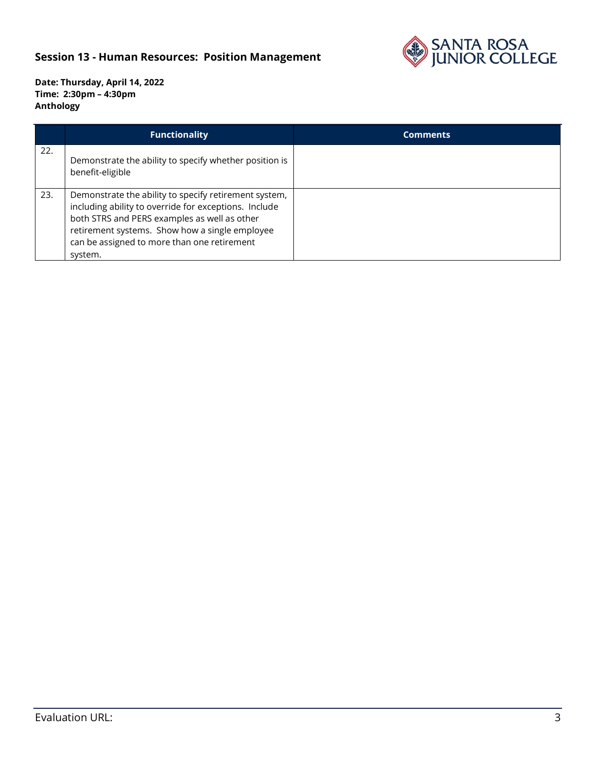## Session 13 - Human Resources: Position Management

**Date: Thursday, April 14, 2022**
**Time: 2:30pm – 4:30pm**
**Anthology**

| | Functionality | Comments |
|---|---|---|
| 22. | Demonstrate the ability to specify whether position is benefit-eligible | |
| 23. | Demonstrate the ability to specify retirement system, including ability to override for exceptions. Include both STRS and PERS examples as well as other retirement systems. Show how a single employee can be assigned to more than one retirement system. | |

Evaluation URL: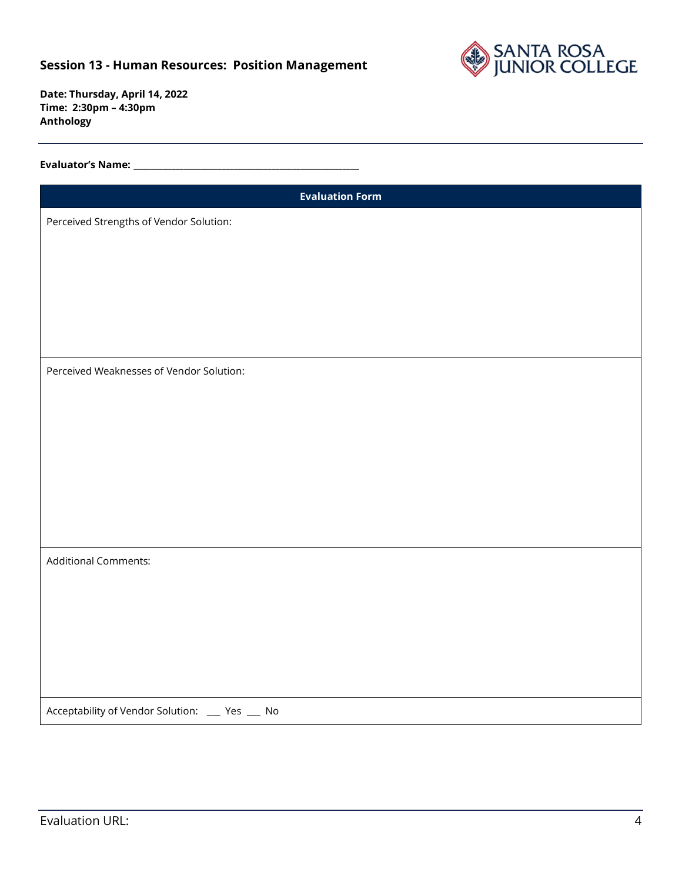**Session 13 - Human Resources: Position Management**

**Date: Thursday, April 14, 2022**
**Time: 2:30pm – 4:30pm**
**Anthology**

---

**Evaluator's Name:** ________________________________________________

| Evaluation Form |
| --- |
| Perceived Strengths of Vendor Solution: |
| Perceived Weaknesses of Vendor Solution: |
| Additional Comments: |
| Acceptability of Vendor Solution: ___ Yes ___ No |

Evaluation URL: